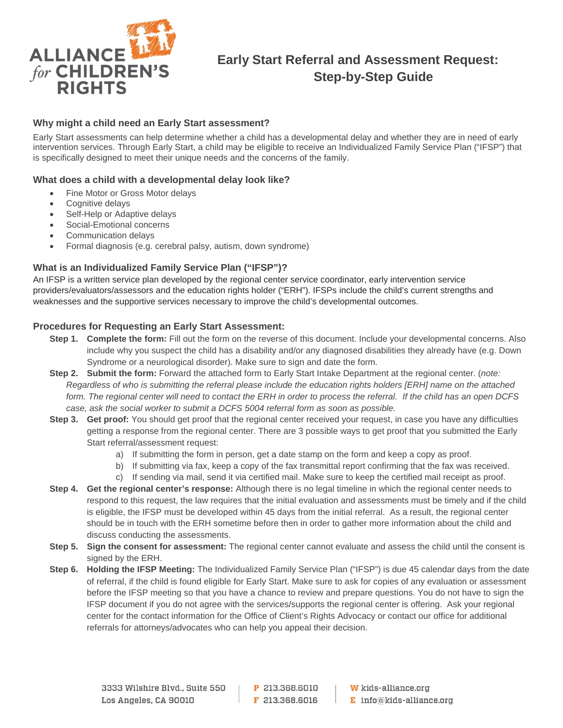ALLIANCE for CHILDREN'S RIGHTS

# Early Start Referral and Assessment Request: Step-by-Step Guide

### Why might a child need an Early Start assessment?

Early Start assessments can help determine whether a child has a developmental delay and whether they are in need of early intervention services. Through Early Start, a child may be eligible to receive an Individualized Family Service Plan ("IFSP") that is specifically designed to meet their unique needs and the concerns of the family.

### What does a child with a developmental delay look like?

- Fine Motor or Gross Motor delays
- Cognitive delays
- Self-Help or Adaptive delays
- Social-Emotional concerns
- Communication delays
- Formal diagnosis (e.g. cerebral palsy, autism, down syndrome)

### What is an Individualized Family Service Plan ("IFSP")?

An IFSP is a written service plan developed by the regional center service coordinator, early intervention service providers/evaluators/assessors and the education rights holder ("ERH"). IFSPs include the child's current strengths and weaknesses and the supportive services necessary to improve the child's developmental outcomes.

### Procedures for Requesting an Early Start Assessment:

**Step 1. Complete the form:** Fill out the form on the reverse of this document. Include your developmental concerns. Also include why you suspect the child has a disability and/or any diagnosed disabilities they already have (e.g. Down Syndrome or a neurological disorder). Make sure to sign and date the form.

**Step 2. Submit the form:** Forward the attached form to Early Start Intake Department at the regional center. (*note: Regardless of who is submitting the referral please include the education rights holders [ERH] name on the attached form. The regional center will need to contact the ERH in order to process the referral. If the child has an open DCFS case, ask the social worker to submit a DCFS 5004 referral form as soon as possible.*

**Step 3. Get proof:** You should get proof that the regional center received your request, in case you have any difficulties getting a response from the regional center. There are 3 possible ways to get proof that you submitted the Early Start referral/assessment request:

a) If submitting the form in person, get a date stamp on the form and keep a copy as proof.
b) If submitting via fax, keep a copy of the fax transmittal report confirming that the fax was received.
c) If sending via mail, send it via certified mail. Make sure to keep the certified mail receipt as proof.

**Step 4. Get the regional center's response:** Although there is no legal timeline in which the regional center needs to respond to this request, the law requires that the initial evaluation and assessments must be timely and if the child is eligible, the IFSP must be developed within 45 days from the initial referral. As a result, the regional center should be in touch with the ERH sometime before then in order to gather more information about the child and discuss conducting the assessments.

**Step 5. Sign the consent for assessment:** The regional center cannot evaluate and assess the child until the consent is signed by the ERH.

**Step 6. Holding the IFSP Meeting:** The Individualized Family Service Plan ("IFSP") is due 45 calendar days from the date of referral, if the child is found eligible for Early Start. Make sure to ask for copies of any evaluation or assessment before the IFSP meeting so that you have a chance to review and prepare questions. You do not have to sign the IFSP document if you do not agree with the services/supports the regional center is offering. Ask your regional center for the contact information for the Office of Client's Rights Advocacy or contact our office for additional referrals for attorneys/advocates who can help you appeal their decision.

3333 Wilshire Blvd., Suite 550
Los Angeles, CA 90010

P 213.368.6010
F 213.368.6016

W kids-alliance.org
E info@kids-alliance.org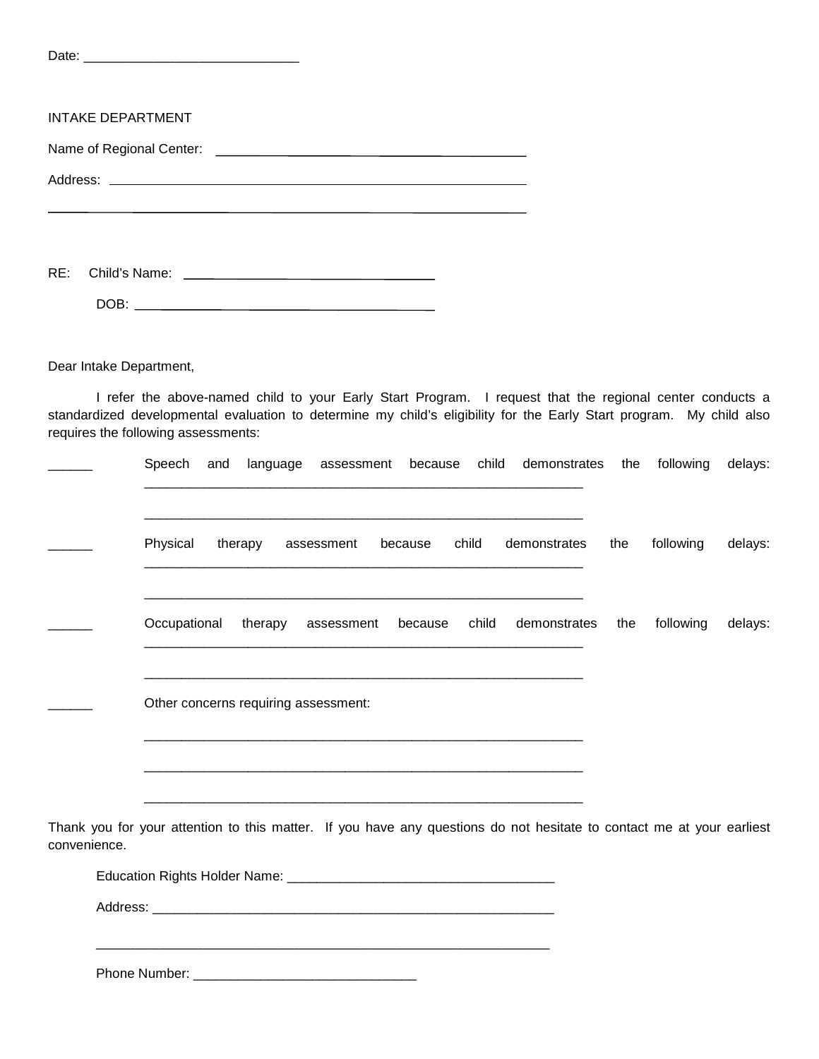Date: ____________________________

INTAKE DEPARTMENT

Name of Regional Center: ________________________________________

Address: ________________________________________________________

______________________________________________________________

RE: Child's Name: ________________________________

DOB: ________________________________

Dear Intake Department,

I refer the above-named child to your Early Start Program. I request that the regional center conducts a standardized developmental evaluation to determine my child's eligibility for the Early Start program. My child also requires the following assessments:

______ Speech and language assessment because child demonstrates the following delays: ____________________________________________________________

____________________________________________________________

______ Physical therapy assessment because child demonstrates the following delays: ____________________________________________________________

____________________________________________________________

______ Occupational therapy assessment because child demonstrates the following delays: ____________________________________________________________

____________________________________________________________

______ Other concerns requiring assessment:

____________________________________________________________

____________________________________________________________

____________________________________________________________

Thank you for your attention to this matter. If you have any questions do not hesitate to contact me at your earliest convenience.

Education Rights Holder Name: ___________________________________

Address: ______________________________________________________

______________________________________________________________

Phone Number: ______________________________